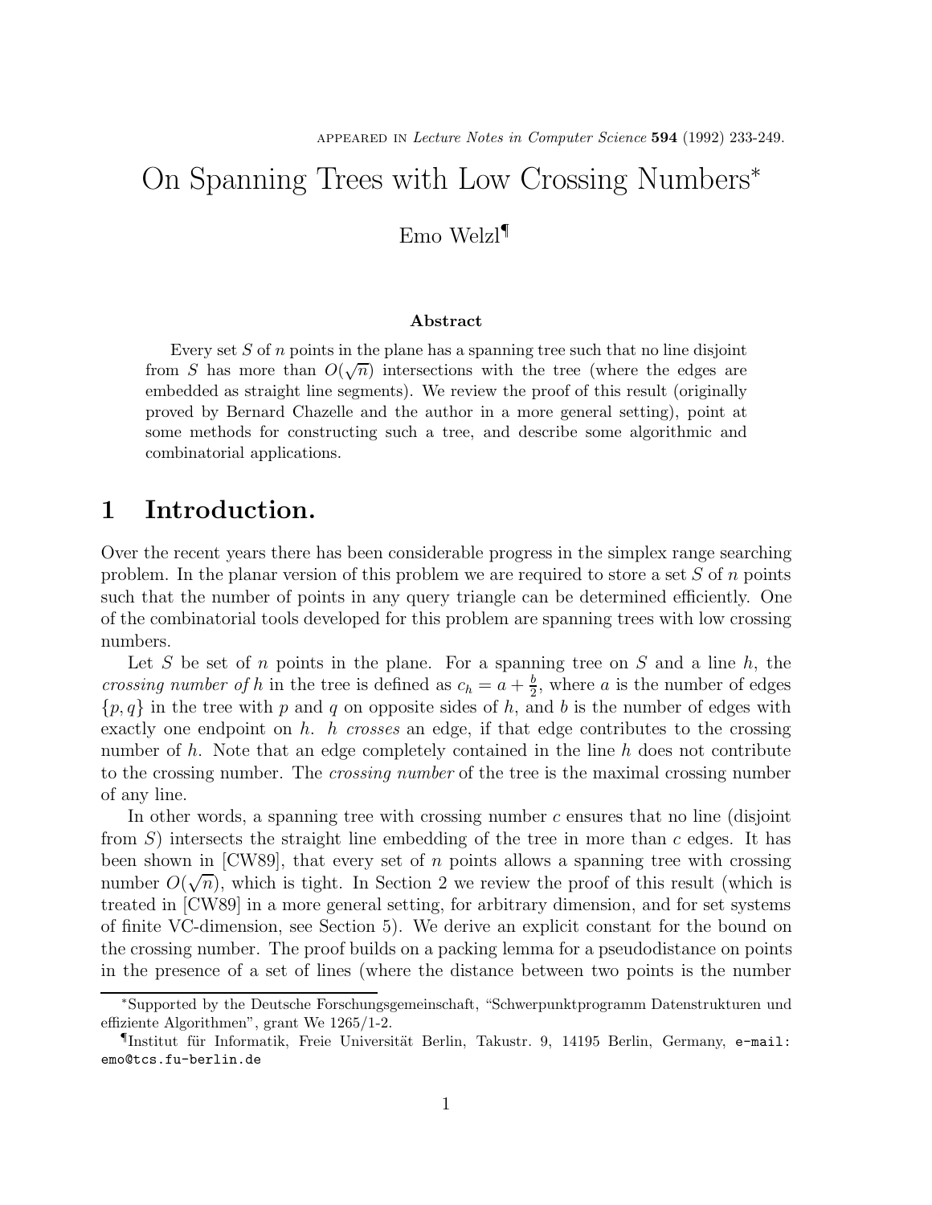APPEARED IN *Lecture Notes in Computer Science* **594** (1992) 233-249.

# On Spanning Trees with Low Crossing Numbers*

Emo Welzl¶

### Abstract

Every set $S$ of $n$ points in the plane has a spanning tree such that no line disjoint from $S$ has more than $O(\sqrt{n})$ intersections with the tree (where the edges are embedded as straight line segments). We review the proof of this result (originally proved by Bernard Chazelle and the author in a more general setting), point at some methods for constructing such a tree, and describe some algorithmic and combinatorial applications.

## 1 Introduction.

Over the recent years there has been considerable progress in the simplex range searching problem. In the planar version of this problem we are required to store a set $S$ of $n$ points such that the number of points in any query triangle can be determined efficiently. One of the combinatorial tools developed for this problem are spanning trees with low crossing numbers.

Let $S$ be set of $n$ points in the plane. For a spanning tree on $S$ and a line $h$, the *crossing number of* $h$ in the tree is defined as $c_h = a + \frac{b}{2}$, where $a$ is the number of edges $\{p, q\}$ in the tree with $p$ and $q$ on opposite sides of $h$, and $b$ is the number of edges with exactly one endpoint on $h$. $h$ *crosses* an edge, if that edge contributes to the crossing number of $h$. Note that an edge completely contained in the line $h$ does not contribute to the crossing number. The *crossing number* of the tree is the maximal crossing number of any line.

In other words, a spanning tree with crossing number $c$ ensures that no line (disjoint from $S$) intersects the straight line embedding of the tree in more than $c$ edges. It has been shown in [CW89], that every set of $n$ points allows a spanning tree with crossing number $O(\sqrt{n})$, which is tight. In Section 2 we review the proof of this result (which is treated in [CW89] in a more general setting, for arbitrary dimension, and for set systems of finite VC-dimension, see Section 5). We derive an explicit constant for the bound on the crossing number. The proof builds on a packing lemma for a pseudodistance on points in the presence of a set of lines (where the distance between two points is the number

*Supported by the Deutsche Forschungsgemeinschaft, "Schwerpunktprogramm Datenstrukturen und effiziente Algorithmen", grant We 1265/1-2.

¶Institut für Informatik, Freie Universität Berlin, Takustr. 9, 14195 Berlin, Germany, e-mail: emo@tcs.fu-berlin.de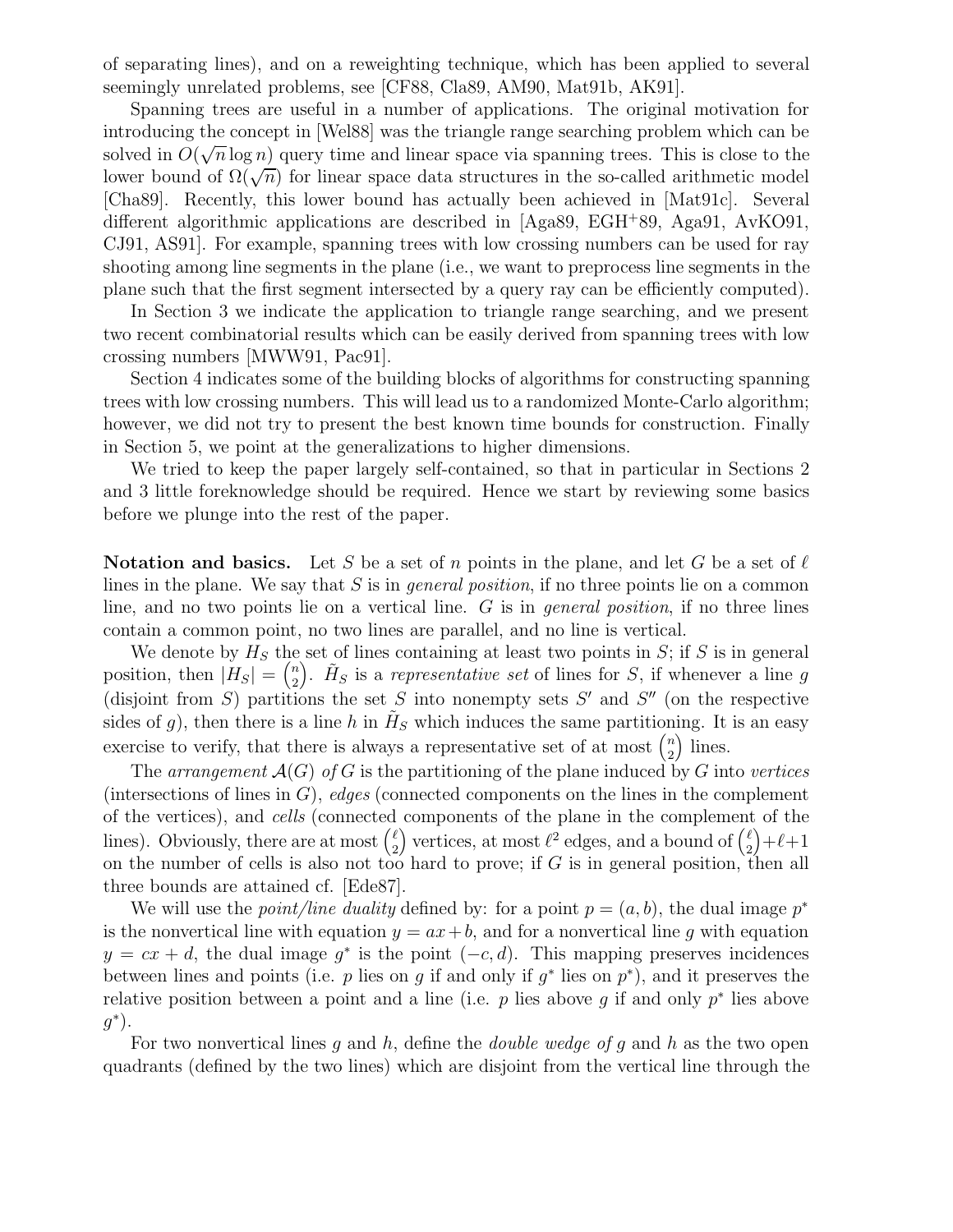of separating lines), and on a reweighting technique, which has been applied to several seemingly unrelated problems, see [CF88, Cla89, AM90, Mat91b, AK91].

Spanning trees are useful in a number of applications. The original motivation for introducing the concept in [Wel88] was the triangle range searching problem which can be solved in $O(\sqrt{n}\log n)$ query time and linear space via spanning trees. This is close to the lower bound of $\Omega(\sqrt{n})$ for linear space data structures in the so-called arithmetic model [Cha89]. Recently, this lower bound has actually been achieved in [Mat91c]. Several different algorithmic applications are described in [Aga89, EGH+89, Aga91, AvKO91, CJ91, AS91]. For example, spanning trees with low crossing numbers can be used for ray shooting among line segments in the plane (i.e., we want to preprocess line segments in the plane such that the first segment intersected by a query ray can be efficiently computed).

In Section 3 we indicate the application to triangle range searching, and we present two recent combinatorial results which can be easily derived from spanning trees with low crossing numbers [MWW91, Pac91].

Section 4 indicates some of the building blocks of algorithms for constructing spanning trees with low crossing numbers. This will lead us to a randomized Monte-Carlo algorithm; however, we did not try to present the best known time bounds for construction. Finally in Section 5, we point at the generalizations to higher dimensions.

We tried to keep the paper largely self-contained, so that in particular in Sections 2 and 3 little foreknowledge should be required. Hence we start by reviewing some basics before we plunge into the rest of the paper.

**Notation and basics.** Let $S$ be a set of $n$ points in the plane, and let $G$ be a set of $\ell$ lines in the plane. We say that $S$ is in *general position*, if no three points lie on a common line, and no two points lie on a vertical line. $G$ is in *general position*, if no three lines contain a common point, no two lines are parallel, and no line is vertical.

We denote by $H_S$ the set of lines containing at least two points in $S$; if $S$ is in general position, then $|H_S| = \binom{n}{2}$. $\tilde{H}_S$ is a *representative set* of lines for $S$, if whenever a line $g$ (disjoint from $S$) partitions the set $S$ into nonempty sets $S'$ and $S''$ (on the respective sides of $g$), then there is a line $h$ in $\tilde{H}_S$ which induces the same partitioning. It is an easy exercise to verify, that there is always a representative set of at most $\binom{n}{2}$ lines.

The *arrangement* $\mathcal{A}(G)$ *of* $G$ is the partitioning of the plane induced by $G$ into *vertices* (intersections of lines in $G$), *edges* (connected components on the lines in the complement of the vertices), and *cells* (connected components of the plane in the complement of the lines). Obviously, there are at most $\binom{\ell}{2}$ vertices, at most $\ell^2$ edges, and a bound of $\binom{\ell}{2}+\ell+1$ on the number of cells is also not too hard to prove; if $G$ is in general position, then all three bounds are attained cf. [Ede87].

We will use the *point/line duality* defined by: for a point $p = (a, b)$, the dual image $p^*$ is the nonvertical line with equation $y = ax+b$, and for a nonvertical line $g$ with equation $y = cx + d$, the dual image $g^*$ is the point $(-c, d)$. This mapping preserves incidences between lines and points (i.e. $p$ lies on $g$ if and only if $g^*$ lies on $p^*$), and it preserves the relative position between a point and a line (i.e. $p$ lies above $g$ if and only $p^*$ lies above $g^*$).

For two nonvertical lines $g$ and $h$, define the *double wedge of* $g$ and $h$ as the two open quadrants (defined by the two lines) which are disjoint from the vertical line through the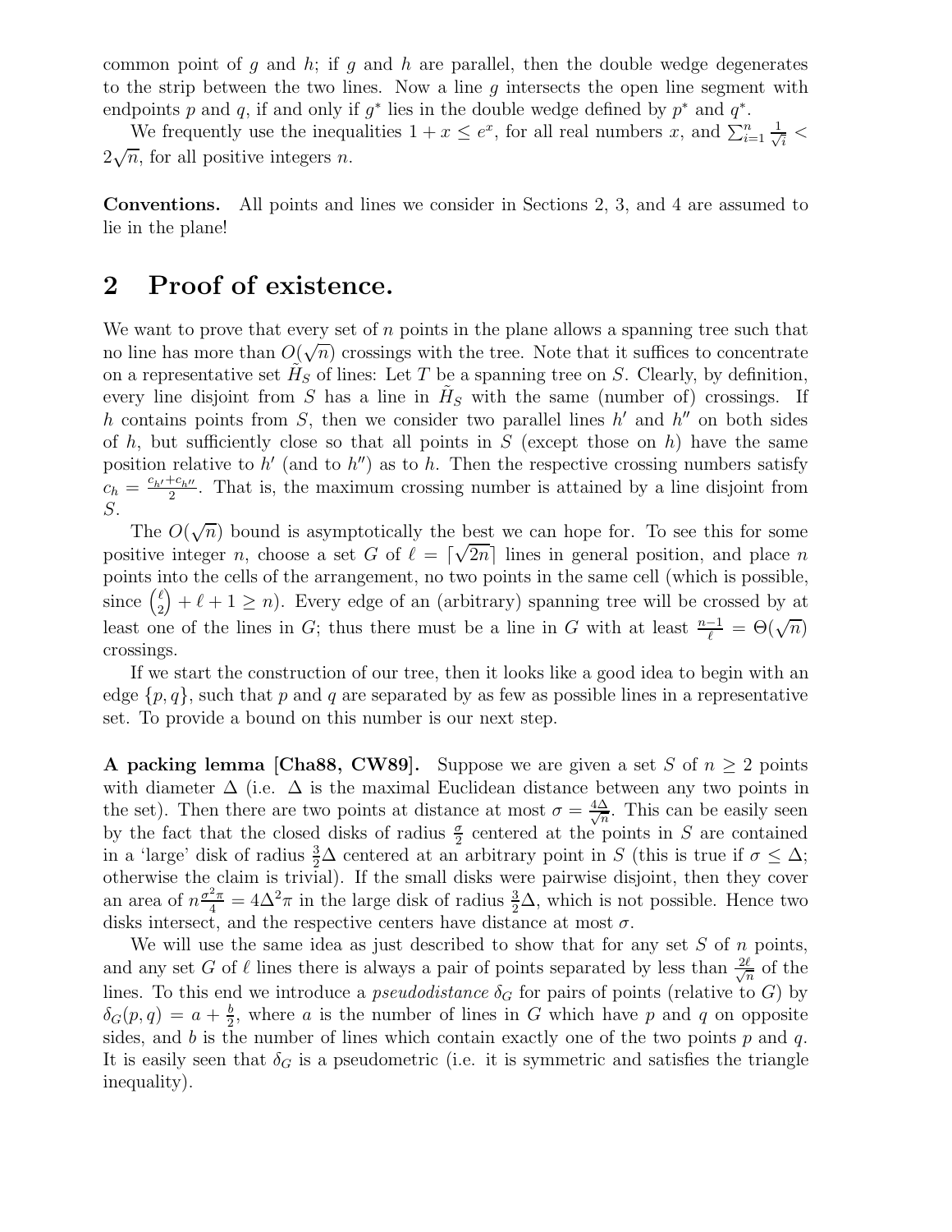common point of $g$ and $h$; if $g$ and $h$ are parallel, then the double wedge degenerates to the strip between the two lines. Now a line $g$ intersects the open line segment with endpoints $p$ and $q$, if and only if $g^*$ lies in the double wedge defined by $p^*$ and $q^*$.

We frequently use the inequalities $1 + x \leq e^x$, for all real numbers $x$, and $\sum_{i=1}^{n} \frac{1}{\sqrt{i}} < 2\sqrt{n}$, for all positive integers $n$.

**Conventions.** All points and lines we consider in Sections 2, 3, and 4 are assumed to lie in the plane!

# 2 Proof of existence.

We want to prove that every set of $n$ points in the plane allows a spanning tree such that no line has more than $O(\sqrt{n})$ crossings with the tree. Note that it suffices to concentrate on a representative set $\tilde{H}_S$ of lines: Let $T$ be a spanning tree on $S$. Clearly, by definition, every line disjoint from $S$ has a line in $\tilde{H}_S$ with the same (number of) crossings. If $h$ contains points from $S$, then we consider two parallel lines $h'$ and $h''$ on both sides of $h$, but sufficiently close so that all points in $S$ (except those on $h$) have the same position relative to $h'$ (and to $h''$) as to $h$. Then the respective crossing numbers satisfy $c_h = \frac{c_{h'}+c_{h''}}{2}$. That is, the maximum crossing number is attained by a line disjoint from $S$.

The $O(\sqrt{n})$ bound is asymptotically the best we can hope for. To see this for some positive integer $n$, choose a set $G$ of $\ell = \lceil \sqrt{2n} \rceil$ lines in general position, and place $n$ points into the cells of the arrangement, no two points in the same cell (which is possible, since $\binom{\ell}{2} + \ell + 1 \geq n$). Every edge of an (arbitrary) spanning tree will be crossed by at least one of the lines in $G$; thus there must be a line in $G$ with at least $\frac{n-1}{\ell} = \Theta(\sqrt{n})$ crossings.

If we start the construction of our tree, then it looks like a good idea to begin with an edge $\{p, q\}$, such that $p$ and $q$ are separated by as few as possible lines in a representative set. To provide a bound on this number is our next step.

**A packing lemma [Cha88, CW89].** Suppose we are given a set $S$ of $n \geq 2$ points with diameter $\Delta$ (i.e. $\Delta$ is the maximal Euclidean distance between any two points in the set). Then there are two points at distance at most $\sigma = \frac{4\Delta}{\sqrt{n}}$. This can be easily seen by the fact that the closed disks of radius $\frac{\sigma}{2}$ centered at the points in $S$ are contained in a 'large' disk of radius $\frac{3}{2}\Delta$ centered at an arbitrary point in $S$ (this is true if $\sigma \leq \Delta$; otherwise the claim is trivial). If the small disks were pairwise disjoint, then they cover an area of $n\frac{\sigma^2\pi}{4} = 4\Delta^2\pi$ in the large disk of radius $\frac{3}{2}\Delta$, which is not possible. Hence two disks intersect, and the respective centers have distance at most $\sigma$.

We will use the same idea as just described to show that for any set $S$ of $n$ points, and any set $G$ of $\ell$ lines there is always a pair of points separated by less than $\frac{2\ell}{\sqrt{n}}$ of the lines. To this end we introduce a *pseudodistance* $\delta_G$ for pairs of points (relative to $G$) by $\delta_G(p, q) = a + \frac{b}{2}$, where $a$ is the number of lines in $G$ which have $p$ and $q$ on opposite sides, and $b$ is the number of lines which contain exactly one of the two points $p$ and $q$. It is easily seen that $\delta_G$ is a pseudometric (i.e. it is symmetric and satisfies the triangle inequality).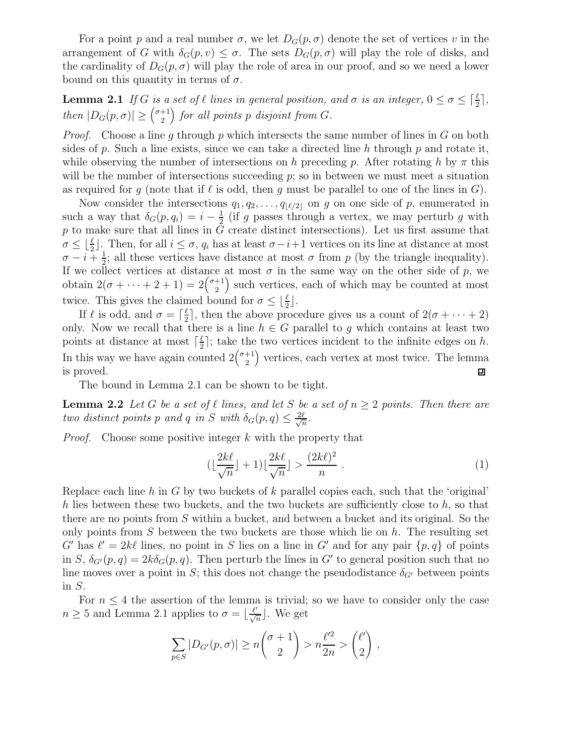For a point $p$ and a real number $\sigma$, we let $D_G(p, \sigma)$ denote the set of vertices $v$ in the arrangement of $G$ with $\delta_G(p, v) \leq \sigma$. The sets $D_G(p, \sigma)$ will play the role of disks, and the cardinality of $D_G(p, \sigma)$ will play the role of area in our proof, and so we need a lower bound on this quantity in terms of $\sigma$.

**Lemma 2.1** *If $G$ is a set of $\ell$ lines in general position, and $\sigma$ is an integer, $0 \leq \sigma \leq \lceil \frac{\ell}{2} \rceil$, then $|D_G(p, \sigma)| \geq \binom{\sigma+1}{2}$ for all points $p$ disjoint from $G$.*

*Proof.* Choose a line $g$ through $p$ which intersects the same number of lines in $G$ on both sides of $p$. Such a line exists, since we can take a directed line $h$ through $p$ and rotate it, while observing the number of intersections on $h$ preceding $p$. After rotating $h$ by $\pi$ this will be the number of intersections succeeding $p$; so in between we must meet a situation as required for $g$ (note that if $\ell$ is odd, then $g$ must be parallel to one of the lines in $G$).

Now consider the intersections $q_1, q_2, \ldots, q_{\lfloor \ell/2 \rfloor}$ on $g$ on one side of $p$, enumerated in such a way that $\delta_G(p, q_i) = i - \frac{1}{2}$ (if $g$ passes through a vertex, we may perturb $g$ with $p$ to make sure that all lines in $G$ create distinct intersections). Let us first assume that $\sigma \leq \lfloor \frac{\ell}{2} \rfloor$. Then, for all $i \leq \sigma$, $q_i$ has at least $\sigma - i + 1$ vertices on its line at distance at most $\sigma - i + \frac{1}{2}$; all these vertices have distance at most $\sigma$ from $p$ (by the triangle inequality). If we collect vertices at distance at most $\sigma$ in the same way on the other side of $p$, we obtain $2(\sigma + \cdots + 2 + 1) = 2\binom{\sigma+1}{2}$ such vertices, each of which may be counted at most twice. This gives the claimed bound for $\sigma \leq \lfloor \frac{\ell}{2} \rfloor$.

If $\ell$ is odd, and $\sigma = \lceil \frac{\ell}{2} \rceil$, then the above procedure gives us a count of $2(\sigma + \cdots + 2)$ only. Now we recall that there is a line $h \in G$ parallel to $g$ which contains at least two points at distance at most $\lceil \frac{\ell}{2} \rceil$; take the two vertices incident to the infinite edges on $h$. In this way we have again counted $2\binom{\sigma+1}{2}$ vertices, each vertex at most twice. The lemma is proved. ∎

The bound in Lemma 2.1 can be shown to be tight.

**Lemma 2.2** *Let $G$ be a set of $\ell$ lines, and let $S$ be a set of $n \geq 2$ points. Then there are two distinct points $p$ and $q$ in $S$ with $\delta_G(p, q) \leq \frac{2\ell}{\sqrt{n}}$.*

*Proof.* Choose some positive integer $k$ with the property that

$$(\lfloor \frac{2k\ell}{\sqrt{n}} \rfloor + 1) \lfloor \frac{2k\ell}{\sqrt{n}} \rfloor > \frac{(2k\ell)^2}{n} \ . \tag{1}$$

Replace each line $h$ in $G$ by two buckets of $k$ parallel copies each, such that the 'original' $h$ lies between these two buckets, and the two buckets are sufficiently close to $h$, so that there are no points from $S$ within a bucket, and between a bucket and its original. So the only points from $S$ between the two buckets are those which lie on $h$. The resulting set $G'$ has $\ell' = 2k\ell$ lines, no point in $S$ lies on a line in $G'$ and for any pair $\{p, q\}$ of points in $S$, $\delta_{G'}(p, q) = 2k\delta_G(p, q)$. Then perturb the lines in $G'$ to general position such that no line moves over a point in $S$; this does not change the pseudodistance $\delta_{G'}$ between points in $S$.

For $n \leq 4$ the assertion of the lemma is trivial; so we have to consider only the case $n \geq 5$ and Lemma 2.1 applies to $\sigma = \lfloor \frac{\ell'}{\sqrt{n}} \rfloor$. We get

$$\sum_{p \in S} |D_{G'}(p, \sigma)| \geq n \binom{\sigma + 1}{2} > n \frac{\ell'^2}{2n} > \binom{\ell'}{2} \ ,$$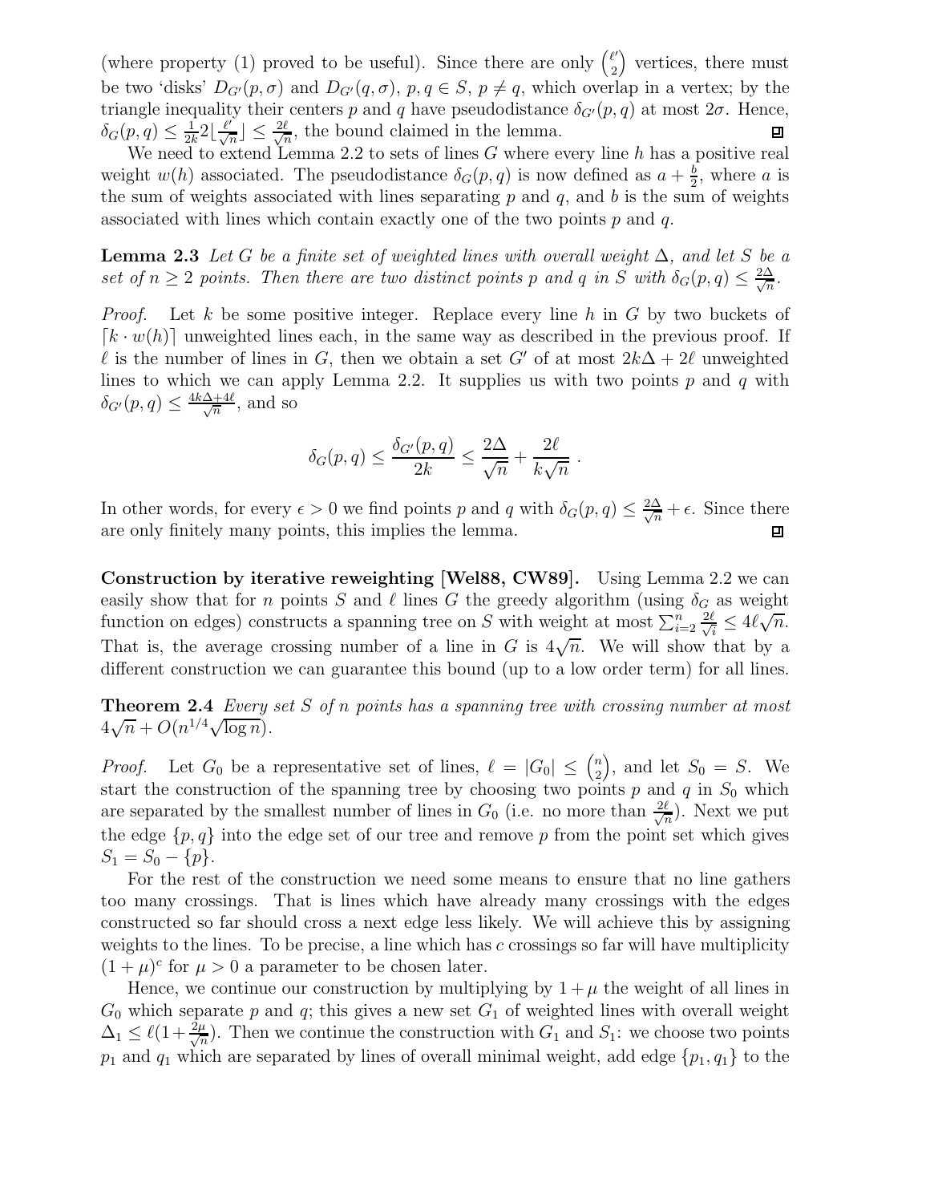(where property (1) proved to be useful). Since there are only $\binom{\ell'}{2}$ vertices, there must be two 'disks' $D_{G'}(p, \sigma)$ and $D_{G'}(q, \sigma)$, $p, q \in S$, $p \neq q$, which overlap in a vertex; by the triangle inequality their centers $p$ and $q$ have pseudodistance $\delta_{G'}(p, q)$ at most $2\sigma$. Hence, $\delta_G(p, q) \leq \frac{1}{2k} 2 \lfloor \frac{\ell'}{\sqrt{n}} \rfloor \leq \frac{2\ell}{\sqrt{n}}$, the bound claimed in the lemma. ◻

We need to extend Lemma 2.2 to sets of lines $G$ where every line $h$ has a positive real weight $w(h)$ associated. The pseudodistance $\delta_G(p, q)$ is now defined as $a + \frac{b}{2}$, where $a$ is the sum of weights associated with lines separating $p$ and $q$, and $b$ is the sum of weights associated with lines which contain exactly one of the two points $p$ and $q$.

**Lemma 2.3** *Let $G$ be a finite set of weighted lines with overall weight $\Delta$, and let $S$ be a set of $n \geq 2$ points. Then there are two distinct points $p$ and $q$ in $S$ with $\delta_G(p, q) \leq \frac{2\Delta}{\sqrt{n}}$.*

*Proof.* Let $k$ be some positive integer. Replace every line $h$ in $G$ by two buckets of $\lceil k \cdot w(h) \rceil$ unweighted lines each, in the same way as described in the previous proof. If $\ell$ is the number of lines in $G$, then we obtain a set $G'$ of at most $2k\Delta + 2\ell$ unweighted lines to which we can apply Lemma 2.2. It supplies us with two points $p$ and $q$ with $\delta_{G'}(p, q) \leq \frac{4k\Delta + 4\ell}{\sqrt{n}}$, and so

$$\delta_G(p, q) \leq \frac{\delta_{G'}(p, q)}{2k} \leq \frac{2\Delta}{\sqrt{n}} + \frac{2\ell}{k\sqrt{n}} .$$

In other words, for every $\epsilon > 0$ we find points $p$ and $q$ with $\delta_G(p, q) \leq \frac{2\Delta}{\sqrt{n}} + \epsilon$. Since there are only finitely many points, this implies the lemma. ◻

**Construction by iterative reweighting [Wel88, CW89].** Using Lemma 2.2 we can easily show that for $n$ points $S$ and $\ell$ lines $G$ the greedy algorithm (using $\delta_G$ as weight function on edges) constructs a spanning tree on $S$ with weight at most $\sum_{i=2}^{n} \frac{2\ell}{\sqrt{i}} \leq 4\ell\sqrt{n}$. That is, the average crossing number of a line in $G$ is $4\sqrt{n}$. We will show that by a different construction we can guarantee this bound (up to a low order term) for all lines.

**Theorem 2.4** *Every set $S$ of $n$ points has a spanning tree with crossing number at most $4\sqrt{n} + O(n^{1/4}\sqrt{\log n})$.*

*Proof.* Let $G_0$ be a representative set of lines, $\ell = |G_0| \leq \binom{n}{2}$, and let $S_0 = S$. We start the construction of the spanning tree by choosing two points $p$ and $q$ in $S_0$ which are separated by the smallest number of lines in $G_0$ (i.e. no more than $\frac{2\ell}{\sqrt{n}}$). Next we put the edge $\{p, q\}$ into the edge set of our tree and remove $p$ from the point set which gives $S_1 = S_0 - \{p\}$.

For the rest of the construction we need some means to ensure that no line gathers too many crossings. That is lines which have already many crossings with the edges constructed so far should cross a next edge less likely. We will achieve this by assigning weights to the lines. To be precise, a line which has $c$ crossings so far will have multiplicity $(1 + \mu)^c$ for $\mu > 0$ a parameter to be chosen later.

Hence, we continue our construction by multiplying by $1 + \mu$ the weight of all lines in $G_0$ which separate $p$ and $q$; this gives a new set $G_1$ of weighted lines with overall weight $\Delta_1 \leq \ell(1 + \frac{2\mu}{\sqrt{n}})$. Then we continue the construction with $G_1$ and $S_1$: we choose two points $p_1$ and $q_1$ which are separated by lines of overall minimal weight, add edge $\{p_1, q_1\}$ to the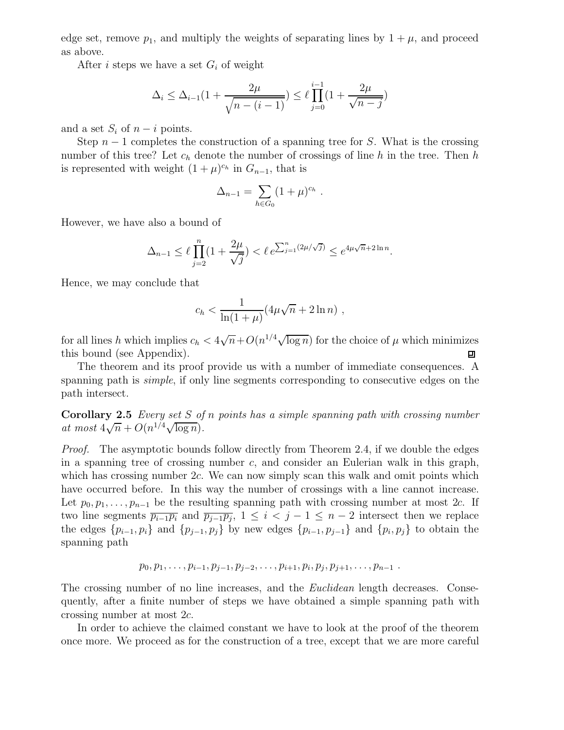edge set, remove $p_1$, and multiply the weights of separating lines by $1 + \mu$, and proceed as above.

After $i$ steps we have a set $G_i$ of weight

$$\Delta_i \le \Delta_{i-1}(1 + \frac{2\mu}{\sqrt{n-(i-1)}}) \le \ell \prod_{j=0}^{i-1}(1 + \frac{2\mu}{\sqrt{n-j}})$$

and a set $S_i$ of $n - i$ points.

Step $n-1$ completes the construction of a spanning tree for $S$. What is the crossing number of this tree? Let $c_h$ denote the number of crossings of line $h$ in the tree. Then $h$ is represented with weight $(1+\mu)^{c_h}$ in $G_{n-1}$, that is

$$\Delta_{n-1} = \sum_{h \in G_0} (1+\mu)^{c_h} \ .$$

However, we have also a bound of

$$\Delta_{n-1} \le \ell \prod_{j=2}^{n}(1 + \frac{2\mu}{\sqrt{j}}) < \ell \, e^{\sum_{j=1}^{n}(2\mu/\sqrt{j})} \le e^{4\mu\sqrt{n} + 2\ln n}.$$

Hence, we may conclude that

$$c_h < \frac{1}{\ln(1+\mu)}(4\mu\sqrt{n} + 2\ln n) \ ,$$

for all lines $h$ which implies $c_h < 4\sqrt{n} + O(n^{1/4}\sqrt{\log n})$ for the choice of $\mu$ which minimizes this bound (see Appendix). ◽

The theorem and its proof provide us with a number of immediate consequences. A spanning path is *simple*, if only line segments corresponding to consecutive edges on the path intersect.

**Corollary 2.5** *Every set $S$ of $n$ points has a simple spanning path with crossing number at most $4\sqrt{n} + O(n^{1/4}\sqrt{\log n})$.*

*Proof.* The asymptotic bounds follow directly from Theorem 2.4, if we double the edges in a spanning tree of crossing number $c$, and consider an Eulerian walk in this graph, which has crossing number $2c$. We can now simply scan this walk and omit points which have occurred before. In this way the number of crossings with a line cannot increase. Let $p_0, p_1, \ldots, p_{n-1}$ be the resulting spanning path with crossing number at most $2c$. If two line segments $\overline{p_{i-1}p_i}$ and $\overline{p_{j-1}p_j}$, $1 \le i < j-1 \le n-2$ intersect then we replace the edges $\{p_{i-1}, p_i\}$ and $\{p_{j-1}, p_j\}$ by new edges $\{p_{i-1}, p_{j-1}\}$ and $\{p_i, p_j\}$ to obtain the spanning path

$$p_0, p_1, \ldots, p_{i-1}, p_{j-1}, p_{j-2}, \ldots, p_{i+1}, p_i, p_j, p_{j+1}, \ldots, p_{n-1} \ .$$

The crossing number of no line increases, and the *Euclidean* length decreases. Consequently, after a finite number of steps we have obtained a simple spanning path with crossing number at most $2c$.

In order to achieve the claimed constant we have to look at the proof of the theorem once more. We proceed as for the construction of a tree, except that we are more careful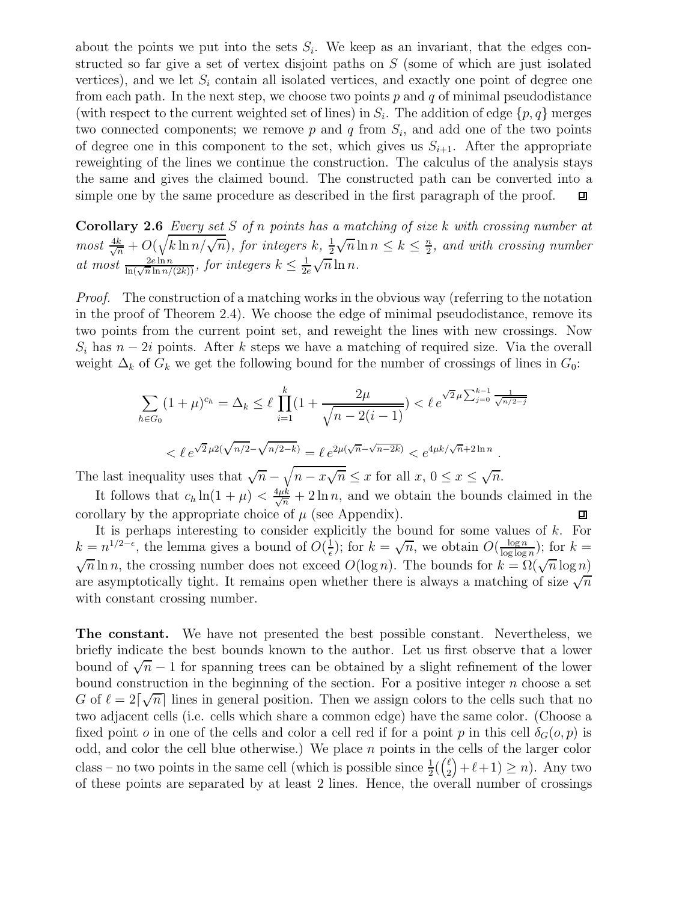about the points we put into the sets $S_i$. We keep as an invariant, that the edges constructed so far give a set of vertex disjoint paths on $S$ (some of which are just isolated vertices), and we let $S_i$ contain all isolated vertices, and exactly one point of degree one from each path. In the next step, we choose two points $p$ and $q$ of minimal pseudodistance (with respect to the current weighted set of lines) in $S_i$. The addition of edge $\{p, q\}$ merges two connected components; we remove $p$ and $q$ from $S_i$, and add one of the two points of degree one in this component to the set, which gives us $S_{i+1}$. After the appropriate reweighting of the lines we continue the construction. The calculus of the analysis stays the same and gives the claimed bound. The constructed path can be converted into a simple one by the same procedure as described in the first paragraph of the proof. ◻

**Corollary 2.6** *Every set $S$ of $n$ points has a matching of size $k$ with crossing number at most $\frac{4k}{\sqrt{n}} + O(\sqrt{k \ln n/\sqrt{n}})$, for integers $k$, $\frac{1}{2}\sqrt{n}\ln n \leq k \leq \frac{n}{2}$, and with crossing number at most $\frac{2e \ln n}{\ln(\sqrt{n}\ln n/(2k))}$, for integers $k \leq \frac{1}{2e}\sqrt{n}\ln n$.*

*Proof.* The construction of a matching works in the obvious way (referring to the notation in the proof of Theorem 2.4). We choose the edge of minimal pseudodistance, remove its two points from the current point set, and reweight the lines with new crossings. Now $S_i$ has $n - 2i$ points. After $k$ steps we have a matching of required size. Via the overall weight $\Delta_k$ of $G_k$ we get the following bound for the number of crossings of lines in $G_0$:

$$\sum_{h \in G_0} (1+\mu)^{c_h} = \Delta_k \leq \ell \prod_{i=1}^{k} \left(1 + \frac{2\mu}{\sqrt{n - 2(i-1)}}\right) < \ell \, e^{\sqrt{2}\mu \sum_{j=0}^{k-1} \frac{1}{\sqrt{n/2 - j}}}$$

$$< \ell \, e^{\sqrt{2}\mu 2(\sqrt{n/2} - \sqrt{n/2 - k})} = \ell \, e^{2\mu(\sqrt{n} - \sqrt{n - 2k})} < e^{4\mu k/\sqrt{n} + 2\ln n} \, .$$

The last inequality uses that $\sqrt{n} - \sqrt{n - x\sqrt{n}} \leq x$ for all $x$, $0 \leq x \leq \sqrt{n}$.

It follows that $c_h \ln(1+\mu) < \frac{4\mu k}{\sqrt{n}} + 2\ln n$, and we obtain the bounds claimed in the corollary by the appropriate choice of $\mu$ (see Appendix). ◻

It is perhaps interesting to consider explicitly the bound for some values of $k$. For $k = n^{1/2-\epsilon}$, the lemma gives a bound of $O(\frac{1}{\epsilon})$; for $k = \sqrt{n}$, we obtain $O(\frac{\log n}{\log \log n})$; for $k = \sqrt{n}\ln n$, the crossing number does not exceed $O(\log n)$. The bounds for $k = \Omega(\sqrt{n}\log n)$ are asymptotically tight. It remains open whether there is always a matching of size $\sqrt{n}$ with constant crossing number.

**The constant.** We have not presented the best possible constant. Nevertheless, we briefly indicate the best bounds known to the author. Let us first observe that a lower bound of $\sqrt{n} - 1$ for spanning trees can be obtained by a slight refinement of the lower bound construction in the beginning of the section. For a positive integer $n$ choose a set $G$ of $\ell = 2\lceil\sqrt{n}\rceil$ lines in general position. Then we assign colors to the cells such that no two adjacent cells (i.e. cells which share a common edge) have the same color. (Choose a fixed point $o$ in one of the cells and color a cell red if for a point $p$ in this cell $\delta_G(o, p)$ is odd, and color the cell blue otherwise.) We place $n$ points in the cells of the larger color class – no two points in the same cell (which is possible since $\frac{1}{2}(\binom{\ell}{2} + \ell + 1) \geq n$). Any two of these points are separated by at least 2 lines. Hence, the overall number of crossings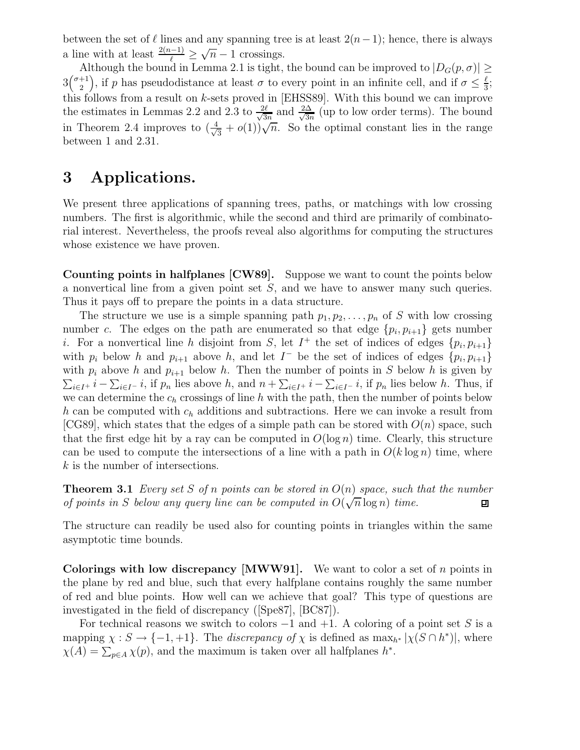between the set of $\ell$ lines and any spanning tree is at least $2(n-1)$; hence, there is always a line with at least $\frac{2(n-1)}{\ell} \geq \sqrt{n} - 1$ crossings.

Although the bound in Lemma 2.1 is tight, the bound can be improved to $|D_G(p, \sigma)| \geq 3\binom{\sigma+1}{2}$, if $p$ has pseudodistance at least $\sigma$ to every point in an infinite cell, and if $\sigma \leq \frac{\ell}{3}$; this follows from a result on $k$-sets proved in [EHSS89]. With this bound we can improve the estimates in Lemmas 2.2 and 2.3 to $\frac{2\ell}{\sqrt{3n}}$ and $\frac{2\Delta}{\sqrt{3n}}$ (up to low order terms). The bound in Theorem 2.4 improves to $(\frac{4}{\sqrt{3}} + o(1))\sqrt{n}$. So the optimal constant lies in the range between 1 and 2.31.

# 3 Applications.

We present three applications of spanning trees, paths, or matchings with low crossing numbers. The first is algorithmic, while the second and third are primarily of combinatorial interest. Nevertheless, the proofs reveal also algorithms for computing the structures whose existence we have proven.

**Counting points in halfplanes [CW89].** Suppose we want to count the points below a nonvertical line from a given point set $S$, and we have to answer many such queries. Thus it pays off to prepare the points in a data structure.

The structure we use is a simple spanning path $p_1, p_2, \ldots, p_n$ of $S$ with low crossing number $c$. The edges on the path are enumerated so that edge $\{p_i, p_{i+1}\}$ gets number $i$. For a nonvertical line $h$ disjoint from $S$, let $I^+$ the set of indices of edges $\{p_i, p_{i+1}\}$ with $p_i$ below $h$ and $p_{i+1}$ above $h$, and let $I^-$ be the set of indices of edges $\{p_i, p_{i+1}\}$ with $p_i$ above $h$ and $p_{i+1}$ below $h$. Then the number of points in $S$ below $h$ is given by $\sum_{i \in I^+} i - \sum_{i \in I^-} i$, if $p_n$ lies above $h$, and $n + \sum_{i \in I^+} i - \sum_{i \in I^-} i$, if $p_n$ lies below $h$. Thus, if we can determine the $c_h$ crossings of line $h$ with the path, then the number of points below $h$ can be computed with $c_h$ additions and subtractions. Here we can invoke a result from [CG89], which states that the edges of a simple path can be stored with $O(n)$ space, such that the first edge hit by a ray can be computed in $O(\log n)$ time. Clearly, this structure can be used to compute the intersections of a line with a path in $O(k \log n)$ time, where $k$ is the number of intersections.

**Theorem 3.1** *Every set $S$ of $n$ points can be stored in $O(n)$ space, such that the number of points in $S$ below any query line can be computed in $O(\sqrt{n} \log n)$ time.* ◻

The structure can readily be used also for counting points in triangles within the same asymptotic time bounds.

**Colorings with low discrepancy [MWW91].** We want to color a set of $n$ points in the plane by red and blue, such that every halfplane contains roughly the same number of red and blue points. How well can we achieve that goal? This type of questions are investigated in the field of discrepancy ([Spe87], [BC87]).

For technical reasons we switch to colors $-1$ and $+1$. A coloring of a point set $S$ is a mapping $\chi : S \to \{-1, +1\}$. The *discrepancy of* $\chi$ is defined as $\max_{h^*} |\chi(S \cap h^*)|$, where $\chi(A) = \sum_{p \in A} \chi(p)$, and the maximum is taken over all halfplanes $h^*$.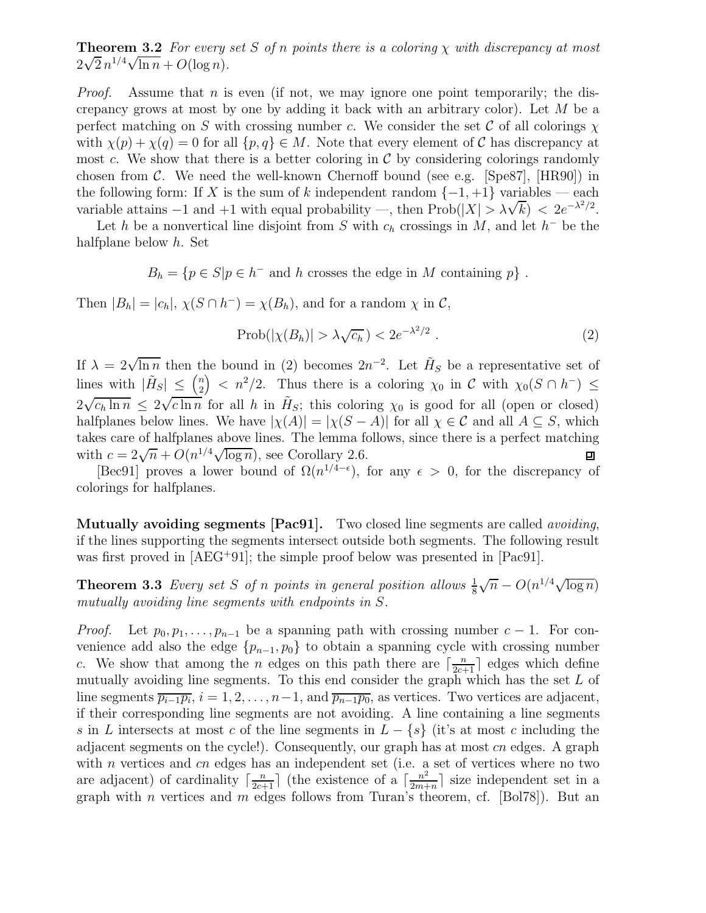**Theorem 3.2** *For every set $S$ of $n$ points there is a coloring $\chi$ with discrepancy at most $2\sqrt{2}\,n^{1/4}\sqrt{\ln n} + O(\log n)$.*

*Proof.* Assume that $n$ is even (if not, we may ignore one point temporarily; the discrepancy grows at most by one by adding it back with an arbitrary color). Let $M$ be a perfect matching on $S$ with crossing number $c$. We consider the set $\mathcal{C}$ of all colorings $\chi$ with $\chi(p) + \chi(q) = 0$ for all $\{p, q\} \in M$. Note that every element of $\mathcal{C}$ has discrepancy at most $c$. We show that there is a better coloring in $\mathcal{C}$ by considering colorings randomly chosen from $\mathcal{C}$. We need the well-known Chernoff bound (see e.g. [Spe87], [HR90]) in the following form: If $X$ is the sum of $k$ independent random $\{-1, +1\}$ variables — each variable attains $-1$ and $+1$ with equal probability —, then $\mathrm{Prob}(|X| > \lambda\sqrt{k}) < 2e^{-\lambda^2/2}$.

Let $h$ be a nonvertical line disjoint from $S$ with $c_h$ crossings in $M$, and let $h^-$ be the halfplane below $h$. Set

$$B_h = \{p \in S | p \in h^- \text{ and } h \text{ crosses the edge in } M \text{ containing } p\} .$$

Then $|B_h| = |c_h|$, $\chi(S \cap h^-) = \chi(B_h)$, and for a random $\chi$ in $\mathcal{C}$,

$$\mathrm{Prob}(|\chi(B_h)| > \lambda\sqrt{c_h}\,) < 2e^{-\lambda^2/2} . \tag{2}$$

If $\lambda = 2\sqrt{\ln n}$ then the bound in (2) becomes $2n^{-2}$. Let $\tilde{H}_S$ be a representative set of lines with $|\tilde{H}_S| \leq \binom{n}{2} < n^2/2$. Thus there is a coloring $\chi_0$ in $\mathcal{C}$ with $\chi_0(S \cap h^-) \leq 2\sqrt{c_h \ln n} \leq 2\sqrt{c \ln n}$ for all $h$ in $\tilde{H}_S$; this coloring $\chi_0$ is good for all (open or closed) halfplanes below lines. We have $|\chi(A)| = |\chi(S - A)|$ for all $\chi \in \mathcal{C}$ and all $A \subseteq S$, which takes care of halfplanes above lines. The lemma follows, since there is a perfect matching with $c = 2\sqrt{n} + O(n^{1/4}\sqrt{\log n})$, see Corollary 2.6. ∎

[Bec91] proves a lower bound of $\Omega(n^{1/4-\epsilon})$, for any $\epsilon > 0$, for the discrepancy of colorings for halfplanes.

**Mutually avoiding segments [Pac91].** Two closed line segments are called *avoiding*, if the lines supporting the segments intersect outside both segments. The following result was first proved in [AEG+91]; the simple proof below was presented in [Pac91].

**Theorem 3.3** *Every set $S$ of $n$ points in general position allows $\frac{1}{8}\sqrt{n} - O(n^{1/4}\sqrt{\log n})$ mutually avoiding line segments with endpoints in $S$.*

*Proof.* Let $p_0, p_1, \ldots, p_{n-1}$ be a spanning path with crossing number $c - 1$. For convenience add also the edge $\{p_{n-1}, p_0\}$ to obtain a spanning cycle with crossing number $c$. We show that among the $n$ edges on this path there are $\lceil \frac{n}{2c+1} \rceil$ edges which define mutually avoiding line segments. To this end consider the graph which has the set $L$ of line segments $\overline{p_{i-1}p_i}$, $i = 1, 2, \ldots, n-1$, and $\overline{p_{n-1}p_0}$, as vertices. Two vertices are adjacent, if their corresponding line segments are not avoiding. A line containing a line segments $s$ in $L$ intersects at most $c$ of the line segments in $L - \{s\}$ (it's at most $c$ including the adjacent segments on the cycle!). Consequently, our graph has at most $cn$ edges. A graph with $n$ vertices and $cn$ edges has an independent set (i.e. a set of vertices where no two are adjacent) of cardinality $\lceil \frac{n}{2c+1} \rceil$ (the existence of a $\lceil \frac{n^2}{2m+n} \rceil$ size independent set in a graph with $n$ vertices and $m$ edges follows from Turan's theorem, cf. [Bol78]). But an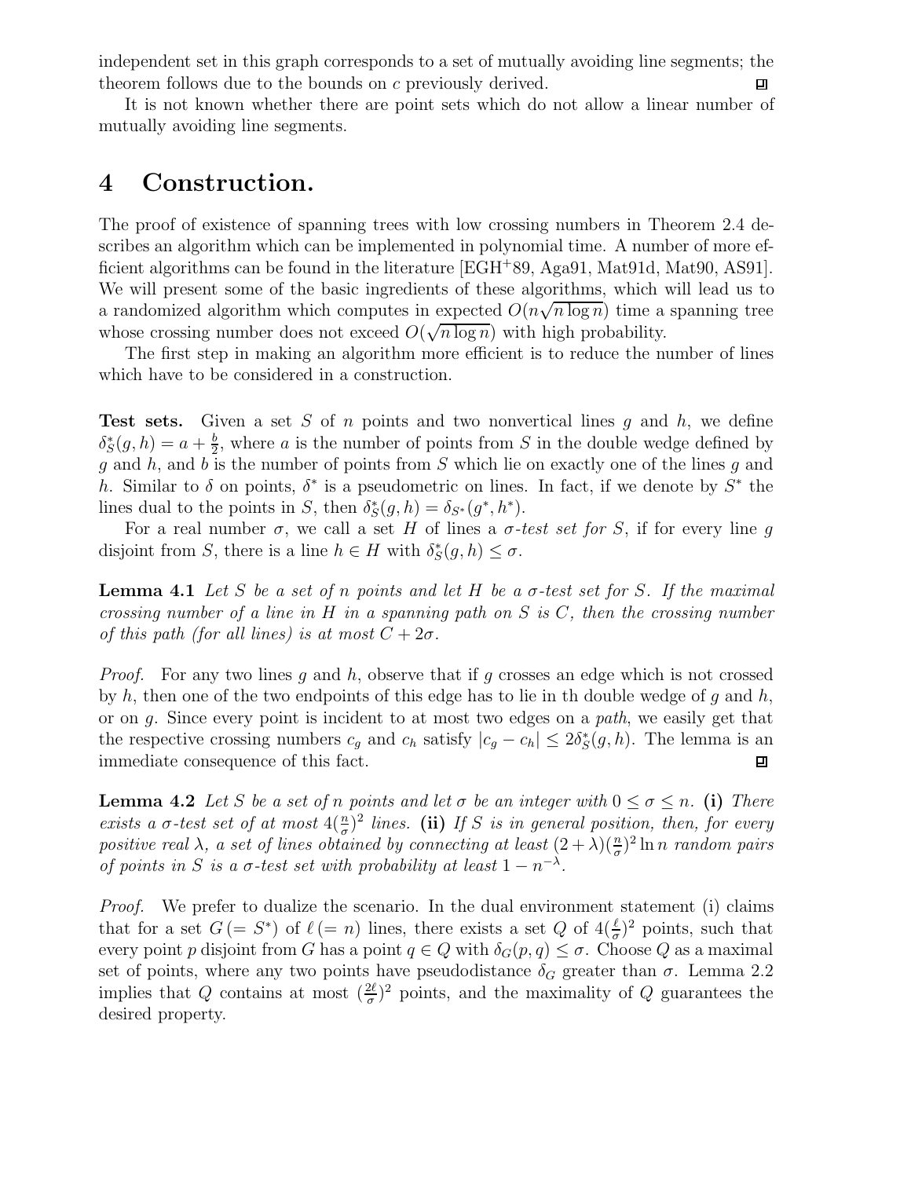independent set in this graph corresponds to a set of mutually avoiding line segments; the theorem follows due to the bounds on $c$ previously derived. ◻

It is not known whether there are point sets which do not allow a linear number of mutually avoiding line segments.

# 4 Construction.

The proof of existence of spanning trees with low crossing numbers in Theorem 2.4 describes an algorithm which can be implemented in polynomial time. A number of more efficient algorithms can be found in the literature [EGH+89, Aga91, Mat91d, Mat90, AS91]. We will present some of the basic ingredients of these algorithms, which will lead us to a randomized algorithm which computes in expected $O(n\sqrt{n \log n})$ time a spanning tree whose crossing number does not exceed $O(\sqrt{n \log n})$ with high probability.

The first step in making an algorithm more efficient is to reduce the number of lines which have to be considered in a construction.

**Test sets.** Given a set $S$ of $n$ points and two nonvertical lines $g$ and $h$, we define $\delta^*_S(g,h) = a + \frac{b}{2}$, where $a$ is the number of points from $S$ in the double wedge defined by $g$ and $h$, and $b$ is the number of points from $S$ which lie on exactly one of the lines $g$ and $h$. Similar to $\delta$ on points, $\delta^*$ is a pseudometric on lines. In fact, if we denote by $S^*$ the lines dual to the points in $S$, then $\delta^*_S(g,h) = \delta_{S^*}(g^*,h^*)$.

For a real number $\sigma$, we call a set $H$ of lines a *$\sigma$-test set for $S$*, if for every line $g$ disjoint from $S$, there is a line $h \in H$ with $\delta^*_S(g,h) \le \sigma$.

**Lemma 4.1** *Let $S$ be a set of $n$ points and let $H$ be a $\sigma$-test set for $S$. If the maximal crossing number of a line in $H$ in a spanning path on $S$ is $C$, then the crossing number of this path (for all lines) is at most $C + 2\sigma$.*

*Proof.* For any two lines $g$ and $h$, observe that if $g$ crosses an edge which is not crossed by $h$, then one of the two endpoints of this edge has to lie in th double wedge of $g$ and $h$, or on $g$. Since every point is incident to at most two edges on a *path*, we easily get that the respective crossing numbers $c_g$ and $c_h$ satisfy $|c_g - c_h| \le 2\delta^*_S(g,h)$. The lemma is an immediate consequence of this fact. ◻

**Lemma 4.2** *Let $S$ be a set of $n$ points and let $\sigma$ be an integer with $0 \le \sigma \le n$.* **(i)** *There exists a $\sigma$-test set of at most $4(\frac{n}{\sigma})^2$ lines.* **(ii)** *If $S$ is in general position, then, for every positive real $\lambda$, a set of lines obtained by connecting at least $(2+\lambda)(\frac{n}{\sigma})^2 \ln n$ random pairs of points in $S$ is a $\sigma$-test set with probability at least $1 - n^{-\lambda}$.*

*Proof.* We prefer to dualize the scenario. In the dual environment statement (i) claims that for a set $G\,(= S^*)$ of $\ell\,(= n)$ lines, there exists a set $Q$ of $4(\frac{\ell}{\sigma})^2$ points, such that every point $p$ disjoint from $G$ has a point $q \in Q$ with $\delta_G(p,q) \le \sigma$. Choose $Q$ as a maximal set of points, where any two points have pseudodistance $\delta_G$ greater than $\sigma$. Lemma 2.2 implies that $Q$ contains at most $(\frac{2\ell}{\sigma})^2$ points, and the maximality of $Q$ guarantees the desired property.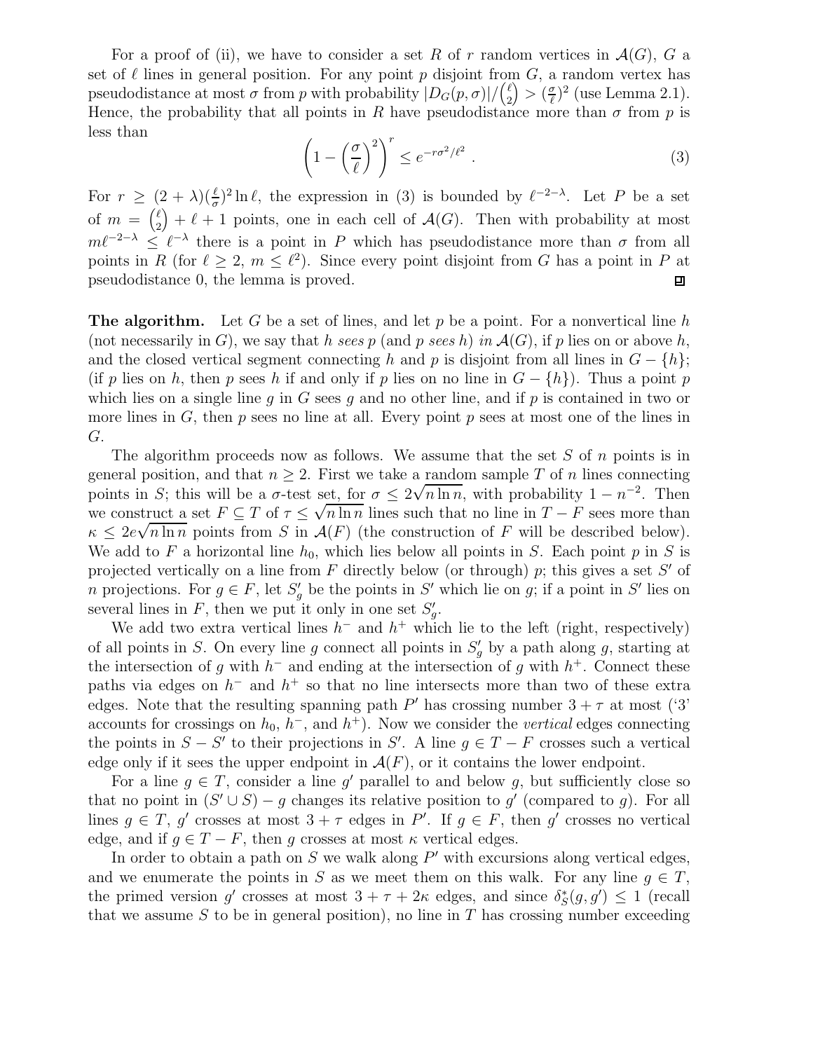For a proof of (ii), we have to consider a set $R$ of $r$ random vertices in $\mathcal{A}(G)$, $G$ a set of $\ell$ lines in general position. For any point $p$ disjoint from $G$, a random vertex has pseudodistance at most $\sigma$ from $p$ with probability $|D_G(p,\sigma)|/\binom{\ell}{2} > (\frac{\sigma}{\ell})^2$ (use Lemma 2.1). Hence, the probability that all points in $R$ have pseudodistance more than $\sigma$ from $p$ is less than

$$\left(1-\left(\frac{\sigma}{\ell}\right)^2\right)^r \le e^{-r\sigma^2/\ell^2} \ . \tag{3}$$

For $r \ge (2+\lambda)(\frac{\ell}{\sigma})^2 \ln \ell$, the expression in (3) is bounded by $\ell^{-2-\lambda}$. Let $P$ be a set of $m = \binom{\ell}{2} + \ell + 1$ points, one in each cell of $\mathcal{A}(G)$. Then with probability at most $m\ell^{-2-\lambda} \le \ell^{-\lambda}$ there is a point in $P$ which has pseudodistance more than $\sigma$ from all points in $R$ (for $\ell \ge 2$, $m \le \ell^2$). Since every point disjoint from $G$ has a point in $P$ at pseudodistance 0, the lemma is proved. ◻

**The algorithm.** Let $G$ be a set of lines, and let $p$ be a point. For a nonvertical line $h$ (not necessarily in $G$), we say that *$h$ sees $p$* (and *$p$ sees $h$*) *in $\mathcal{A}(G)$*, if $p$ lies on or above $h$, and the closed vertical segment connecting $h$ and $p$ is disjoint from all lines in $G - \{h\}$; (if $p$ lies on $h$, then $p$ sees $h$ if and only if $p$ lies on no line in $G - \{h\}$). Thus a point $p$ which lies on a single line $g$ in $G$ sees $g$ and no other line, and if $p$ is contained in two or more lines in $G$, then $p$ sees no line at all. Every point $p$ sees at most one of the lines in $G$.

The algorithm proceeds now as follows. We assume that the set $S$ of $n$ points is in general position, and that $n \ge 2$. First we take a random sample $T$ of $n$ lines connecting points in $S$; this will be a $\sigma$-test set, for $\sigma \le 2\sqrt{n \ln n}$, with probability $1 - n^{-2}$. Then we construct a set $F \subseteq T$ of $\tau \le \sqrt{n \ln n}$ lines such that no line in $T - F$ sees more than $\kappa \le 2e\sqrt{n \ln n}$ points from $S$ in $\mathcal{A}(F)$ (the construction of $F$ will be described below). We add to $F$ a horizontal line $h_0$, which lies below all points in $S$. Each point $p$ in $S$ is projected vertically on a line from $F$ directly below (or through) $p$; this gives a set $S'$ of $n$ projections. For $g \in F$, let $S'_g$ be the points in $S'$ which lie on $g$; if a point in $S'$ lies on several lines in $F$, then we put it only in one set $S'_g$.

We add two extra vertical lines $h^-$ and $h^+$ which lie to the left (right, respectively) of all points in $S$. On every line $g$ connect all points in $S'_g$ by a path along $g$, starting at the intersection of $g$ with $h^-$ and ending at the intersection of $g$ with $h^+$. Connect these paths via edges on $h^-$ and $h^+$ so that no line intersects more than two of these extra edges. Note that the resulting spanning path $P'$ has crossing number $3 + \tau$ at most ('3' accounts for crossings on $h_0$, $h^-$, and $h^+$). Now we consider the *vertical* edges connecting the points in $S - S'$ to their projections in $S'$. A line $g \in T - F$ crosses such a vertical edge only if it sees the upper endpoint in $\mathcal{A}(F)$, or it contains the lower endpoint.

For a line $g \in T$, consider a line $g'$ parallel to and below $g$, but sufficiently close so that no point in $(S' \cup S) - g$ changes its relative position to $g'$ (compared to $g$). For all lines $g \in T$, $g'$ crosses at most $3 + \tau$ edges in $P'$. If $g \in F$, then $g'$ crosses no vertical edge, and if $g \in T - F$, then $g$ crosses at most $\kappa$ vertical edges.

In order to obtain a path on $S$ we walk along $P'$ with excursions along vertical edges, and we enumerate the points in $S$ as we meet them on this walk. For any line $g \in T$, the primed version $g'$ crosses at most $3 + \tau + 2\kappa$ edges, and since $\delta^*_S(g, g') \le 1$ (recall that we assume $S$ to be in general position), no line in $T$ has crossing number exceeding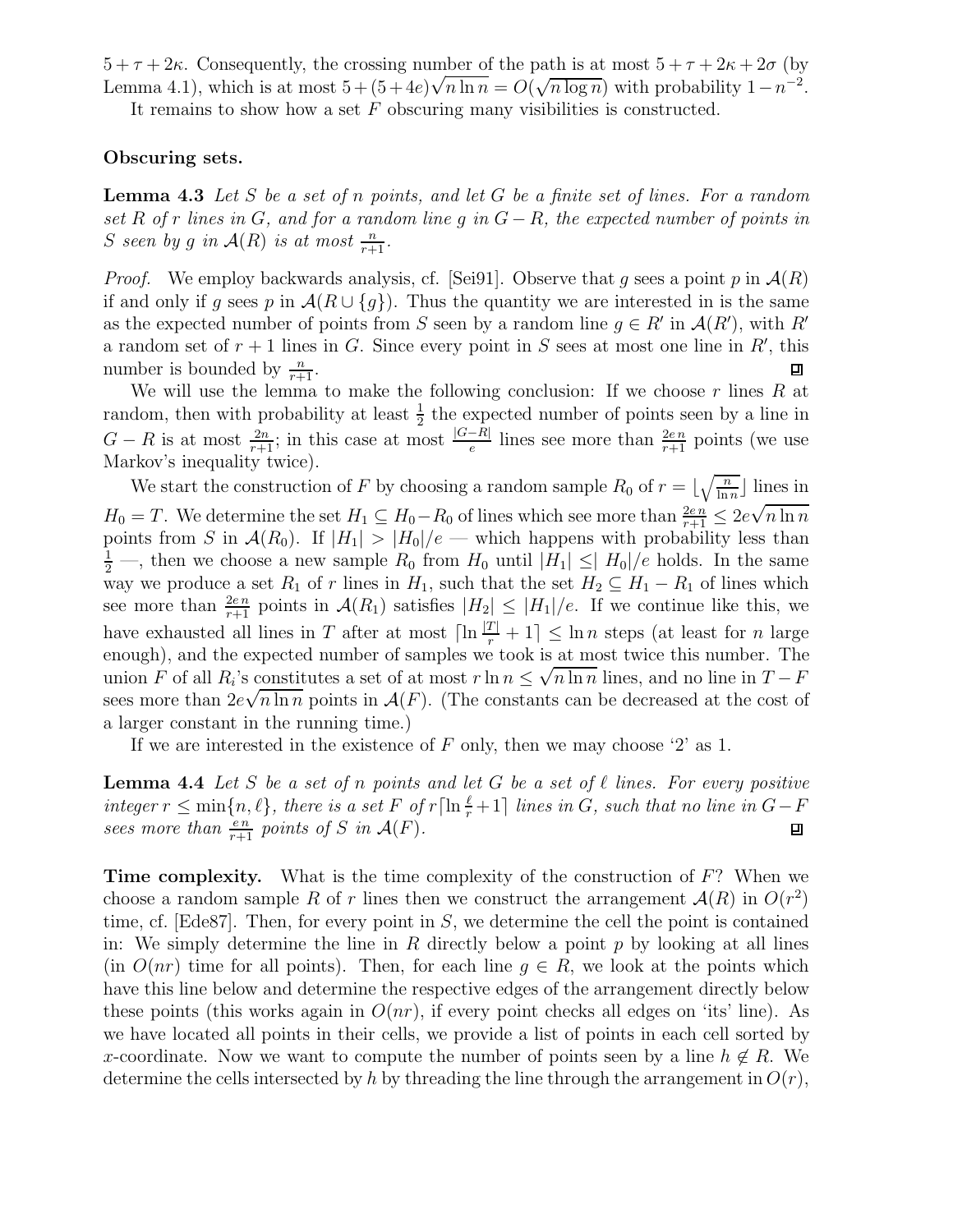$5+\tau+2\kappa$. Consequently, the crossing number of the path is at most $5+\tau+2\kappa+2\sigma$ (by Lemma 4.1), which is at most $5+(5+4e)\sqrt{n\ln n} = O(\sqrt{n\log n})$ with probability $1-n^{-2}$.

It remains to show how a set $F$ obscuring many visibilities is constructed.

**Obscuring sets.**

**Lemma 4.3** *Let $S$ be a set of $n$ points, and let $G$ be a finite set of lines. For a random set $R$ of $r$ lines in $G$, and for a random line $g$ in $G-R$, the expected number of points in $S$ seen by $g$ in $\mathcal{A}(R)$ is at most $\frac{n}{r+1}$.*

*Proof.* We employ backwards analysis, cf. [Sei91]. Observe that $g$ sees a point $p$ in $\mathcal{A}(R)$ if and only if $g$ sees $p$ in $\mathcal{A}(R\cup\{g\})$. Thus the quantity we are interested in is the same as the expected number of points from $S$ seen by a random line $g \in R'$ in $\mathcal{A}(R')$, with $R'$ a random set of $r+1$ lines in $G$. Since every point in $S$ sees at most one line in $R'$, this number is bounded by $\frac{n}{r+1}$. ∎

We will use the lemma to make the following conclusion: If we choose $r$ lines $R$ at random, then with probability at least $\frac{1}{2}$ the expected number of points seen by a line in $G-R$ is at most $\frac{2n}{r+1}$; in this case at most $\frac{|G-R|}{e}$ lines see more than $\frac{2e\,n}{r+1}$ points (we use Markov's inequality twice).

We start the construction of $F$ by choosing a random sample $R_0$ of $r = \lfloor\sqrt{\frac{n}{\ln n}}\rfloor$ lines in $H_0 = T$. We determine the set $H_1 \subseteq H_0 - R_0$ of lines which see more than $\frac{2e\,n}{r+1} \le 2e\sqrt{n\ln n}$ points from $S$ in $\mathcal{A}(R_0)$. If $|H_1| > |H_0|/e$ — which happens with probability less than $\frac{1}{2}$ —, then we choose a new sample $R_0$ from $H_0$ until $|H_1| \le |\, H_0|/e$ holds. In the same way we produce a set $R_1$ of $r$ lines in $H_1$, such that the set $H_2 \subseteq H_1 - R_1$ of lines which see more than $\frac{2e\,n}{r+1}$ points in $\mathcal{A}(R_1)$ satisfies $|H_2| \le |H_1|/e$. If we continue like this, we have exhausted all lines in $T$ after at most $\lceil \ln\frac{|T|}{r}+1\rceil \le \ln n$ steps (at least for $n$ large enough), and the expected number of samples we took is at most twice this number. The union $F$ of all $R_i$'s constitutes a set of at most $r\ln n \le \sqrt{n\ln n}$ lines, and no line in $T-F$ sees more than $2e\sqrt{n\ln n}$ points in $\mathcal{A}(F)$. (The constants can be decreased at the cost of a larger constant in the running time.)

If we are interested in the existence of $F$ only, then we may choose '2' as 1.

**Lemma 4.4** *Let $S$ be a set of $n$ points and let $G$ be a set of $\ell$ lines. For every positive integer $r \le \min\{n,\ell\}$, there is a set $F$ of $r\lceil \ln\frac{\ell}{r}+1\rceil$ lines in $G$, such that no line in $G-F$ sees more than $\frac{e\,n}{r+1}$ points of $S$ in $\mathcal{A}(F)$.* ∎

**Time complexity.** What is the time complexity of the construction of $F$? When we choose a random sample $R$ of $r$ lines then we construct the arrangement $\mathcal{A}(R)$ in $O(r^2)$ time, cf. [Ede87]. Then, for every point in $S$, we determine the cell the point is contained in: We simply determine the line in $R$ directly below a point $p$ by looking at all lines (in $O(nr)$ time for all points). Then, for each line $g \in R$, we look at the points which have this line below and determine the respective edges of the arrangement directly below these points (this works again in $O(nr)$, if every point checks all edges on 'its' line). As we have located all points in their cells, we provide a list of points in each cell sorted by $x$-coordinate. Now we want to compute the number of points seen by a line $h \notin R$. We determine the cells intersected by $h$ by threading the line through the arrangement in $O(r)$,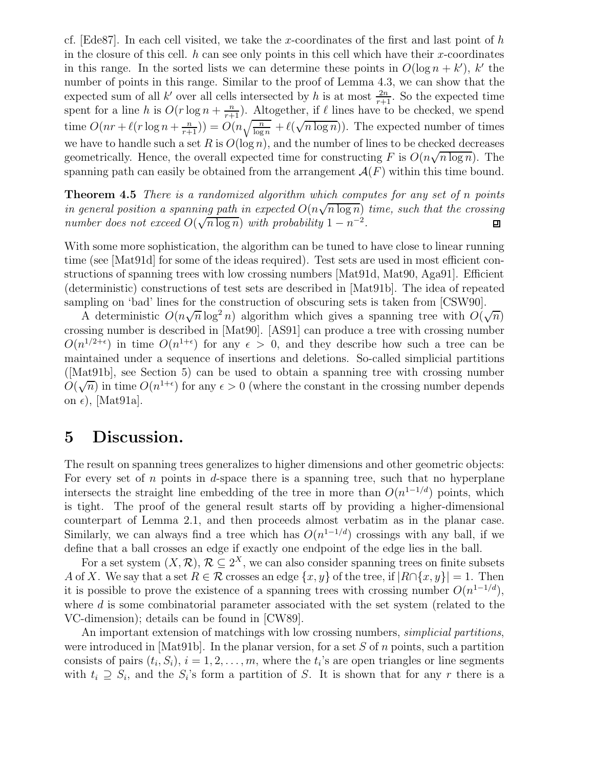cf. [Ede87]. In each cell visited, we take the $x$-coordinates of the first and last point of $h$ in the closure of this cell. $h$ can see only points in this cell which have their $x$-coordinates in this range. In the sorted lists we can determine these points in $O(\log n + k')$, $k'$ the number of points in this range. Similar to the proof of Lemma 4.3, we can show that the expected sum of all $k'$ over all cells intersected by $h$ is at most $\frac{2n}{r+1}$. So the expected time spent for a line $h$ is $O(r \log n + \frac{n}{r+1})$. Altogether, if $\ell$ lines have to be checked, we spend time $O(nr + \ell(r \log n + \frac{n}{r+1})) = O(n\sqrt{\frac{n}{\log n}} + \ell(\sqrt{n \log n}))$. The expected number of times we have to handle such a set $R$ is $O(\log n)$, and the number of lines to be checked decreases geometrically. Hence, the overall expected time for constructing $F$ is $O(n\sqrt{n \log n})$. The spanning path can easily be obtained from the arrangement $\mathcal{A}(F)$ within this time bound.

**Theorem 4.5** *There is a randomized algorithm which computes for any set of n points in general position a spanning path in expected $O(n\sqrt{n \log n})$ time, such that the crossing number does not exceed $O(\sqrt{n \log n})$ with probability $1 - n^{-2}$.* ◽

With some more sophistication, the algorithm can be tuned to have close to linear running time (see [Mat91d] for some of the ideas required). Test sets are used in most efficient constructions of spanning trees with low crossing numbers [Mat91d, Mat90, Aga91]. Efficient (deterministic) constructions of test sets are described in [Mat91b]. The idea of repeated sampling on 'bad' lines for the construction of obscuring sets is taken from [CSW90].

A deterministic $O(n\sqrt{n} \log^2 n)$ algorithm which gives a spanning tree with $O(\sqrt{n})$ crossing number is described in [Mat90]. [AS91] can produce a tree with crossing number $O(n^{1/2+\epsilon})$ in time $O(n^{1+\epsilon})$ for any $\epsilon > 0$, and they describe how such a tree can be maintained under a sequence of insertions and deletions. So-called simplicial partitions ([Mat91b], see Section 5) can be used to obtain a spanning tree with crossing number $O(\sqrt{n})$ in time $O(n^{1+\epsilon})$ for any $\epsilon > 0$ (where the constant in the crossing number depends on $\epsilon$), [Mat91a].

# 5 Discussion.

The result on spanning trees generalizes to higher dimensions and other geometric objects: For every set of $n$ points in $d$-space there is a spanning tree, such that no hyperplane intersects the straight line embedding of the tree in more than $O(n^{1-1/d})$ points, which is tight. The proof of the general result starts off by providing a higher-dimensional counterpart of Lemma 2.1, and then proceeds almost verbatim as in the planar case. Similarly, we can always find a tree which has $O(n^{1-1/d})$ crossings with any ball, if we define that a ball crosses an edge if exactly one endpoint of the edge lies in the ball.

For a set system $(X, \mathcal{R})$, $\mathcal{R} \subseteq 2^X$, we can also consider spanning trees on finite subsets $A$ of $X$. We say that a set $R \in \mathcal{R}$ crosses an edge $\{x, y\}$ of the tree, if $|R \cap \{x, y\}| = 1$. Then it is possible to prove the existence of a spanning trees with crossing number $O(n^{1-1/d})$, where $d$ is some combinatorial parameter associated with the set system (related to the VC-dimension); details can be found in [CW89].

An important extension of matchings with low crossing numbers, *simplicial partitions*, were introduced in [Mat91b]. In the planar version, for a set $S$ of $n$ points, such a partition consists of pairs $(t_i, S_i)$, $i = 1, 2, \ldots, m$, where the $t_i$'s are open triangles or line segments with $t_i \supseteq S_i$, and the $S_i$'s form a partition of $S$. It is shown that for any $r$ there is a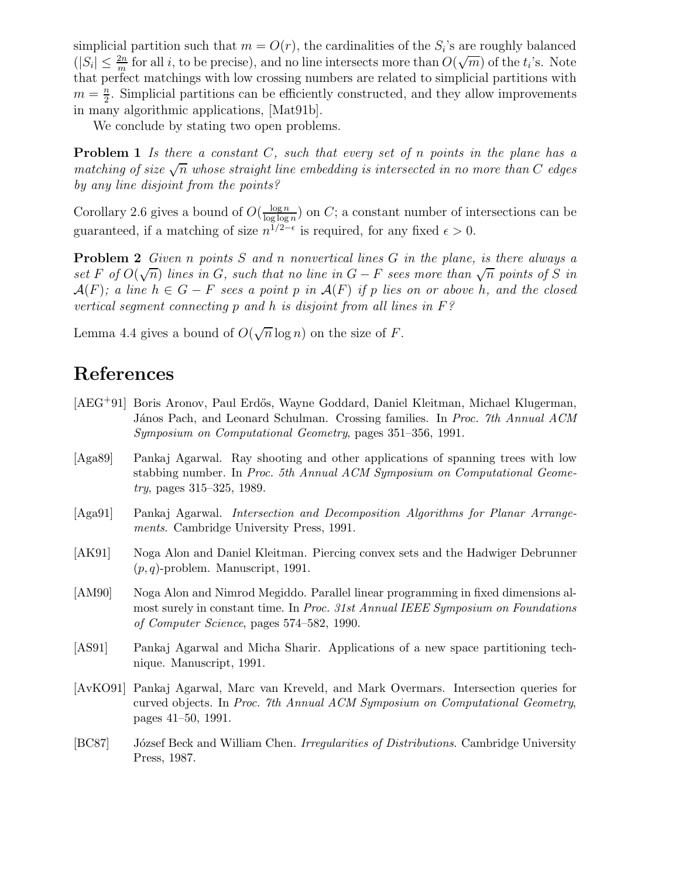simplicial partition such that $m = O(r)$, the cardinalities of the $S_i$'s are roughly balanced ($|S_i| \leq \frac{2n}{m}$ for all $i$, to be precise), and no line intersects more than $O(\sqrt{m})$ of the $t_i$'s. Note that perfect matchings with low crossing numbers are related to simplicial partitions with $m = \frac{n}{2}$. Simplicial partitions can be efficiently constructed, and they allow improvements in many algorithmic applications, [Mat91b].

We conclude by stating two open problems.

**Problem 1** *Is there a constant $C$, such that every set of $n$ points in the plane has a matching of size $\sqrt{n}$ whose straight line embedding is intersected in no more than $C$ edges by any line disjoint from the points?*

Corollary 2.6 gives a bound of $O(\frac{\log n}{\log \log n})$ on $C$; a constant number of intersections can be guaranteed, if a matching of size $n^{1/2-\epsilon}$ is required, for any fixed $\epsilon > 0$.

**Problem 2** *Given $n$ points $S$ and $n$ nonvertical lines $G$ in the plane, is there always a set $F$ of $O(\sqrt{n})$ lines in $G$, such that no line in $G - F$ sees more than $\sqrt{n}$ points of $S$ in $\mathcal{A}(F)$; a line $h \in G - F$ sees a point $p$ in $\mathcal{A}(F)$ if $p$ lies on or above $h$, and the closed vertical segment connecting $p$ and $h$ is disjoint from all lines in $F$?*

Lemma 4.4 gives a bound of $O(\sqrt{n} \log n)$ on the size of $F$.

# References

[AEG+91] Boris Aronov, Paul Erdős, Wayne Goddard, Daniel Kleitman, Michael Klugerman, János Pach, and Leonard Schulman. Crossing families. In *Proc. 7th Annual ACM Symposium on Computational Geometry*, pages 351–356, 1991.

[Aga89] Pankaj Agarwal. Ray shooting and other applications of spanning trees with low stabbing number. In *Proc. 5th Annual ACM Symposium on Computational Geometry*, pages 315–325, 1989.

[Aga91] Pankaj Agarwal. *Intersection and Decomposition Algorithms for Planar Arrangements*. Cambridge University Press, 1991.

[AK91] Noga Alon and Daniel Kleitman. Piercing convex sets and the Hadwiger Debrunner $(p, q)$-problem. Manuscript, 1991.

[AM90] Noga Alon and Nimrod Megiddo. Parallel linear programming in fixed dimensions almost surely in constant time. In *Proc. 31st Annual IEEE Symposium on Foundations of Computer Science*, pages 574–582, 1990.

[AS91] Pankaj Agarwal and Micha Sharir. Applications of a new space partitioning technique. Manuscript, 1991.

[AvKO91] Pankaj Agarwal, Marc van Kreveld, and Mark Overmars. Intersection queries for curved objects. In *Proc. 7th Annual ACM Symposium on Computational Geometry*, pages 41–50, 1991.

[BC87] József Beck and William Chen. *Irregularities of Distributions*. Cambridge University Press, 1987.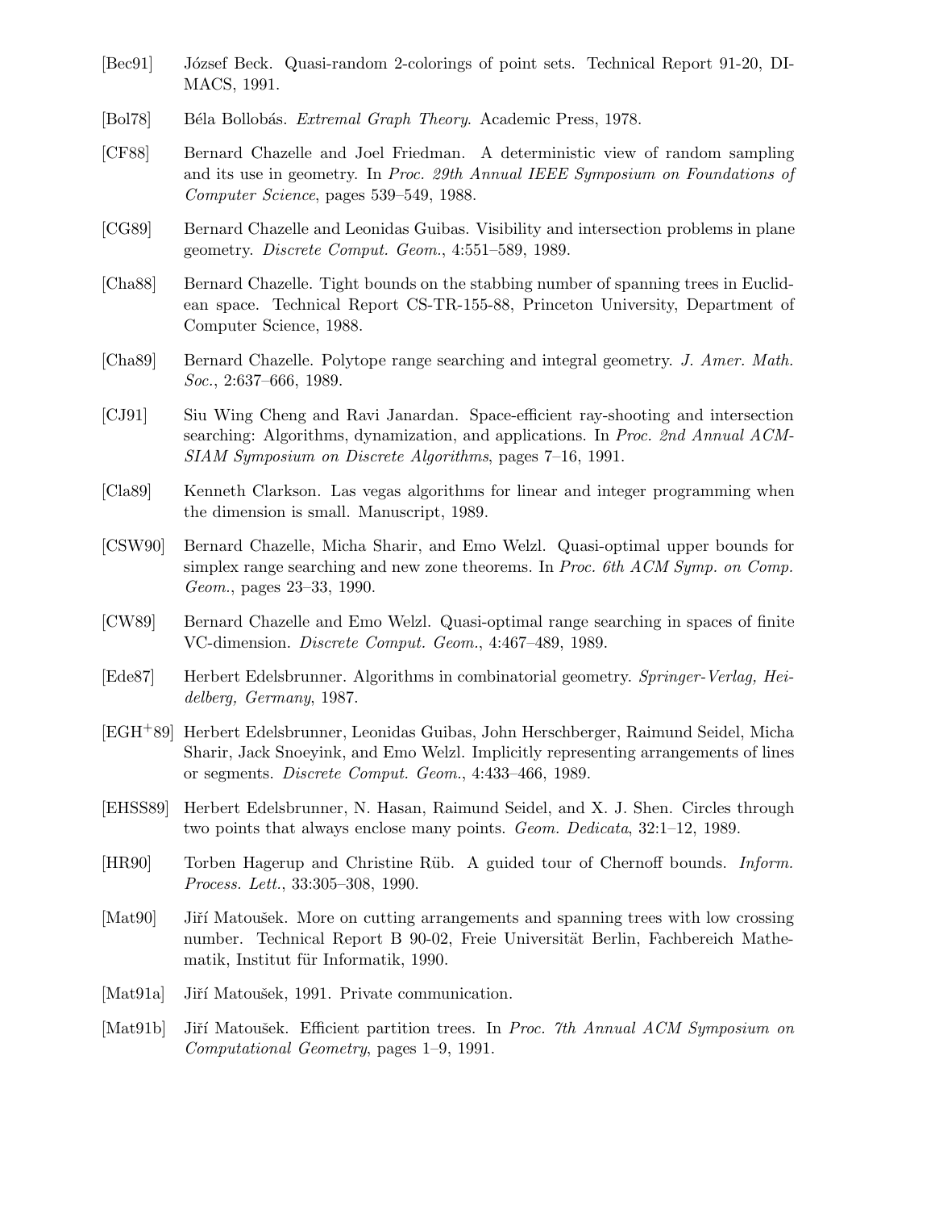[Bec91] József Beck. Quasi-random 2-colorings of point sets. Technical Report 91-20, DIMACS, 1991.

[Bol78] Béla Bollobás. *Extremal Graph Theory*. Academic Press, 1978.

[CF88] Bernard Chazelle and Joel Friedman. A deterministic view of random sampling and its use in geometry. In *Proc. 29th Annual IEEE Symposium on Foundations of Computer Science*, pages 539–549, 1988.

[CG89] Bernard Chazelle and Leonidas Guibas. Visibility and intersection problems in plane geometry. *Discrete Comput. Geom.*, 4:551–589, 1989.

[Cha88] Bernard Chazelle. Tight bounds on the stabbing number of spanning trees in Euclidean space. Technical Report CS-TR-155-88, Princeton University, Department of Computer Science, 1988.

[Cha89] Bernard Chazelle. Polytope range searching and integral geometry. *J. Amer. Math. Soc.*, 2:637–666, 1989.

[CJ91] Siu Wing Cheng and Ravi Janardan. Space-efficient ray-shooting and intersection searching: Algorithms, dynamization, and applications. In *Proc. 2nd Annual ACM-SIAM Symposium on Discrete Algorithms*, pages 7–16, 1991.

[Cla89] Kenneth Clarkson. Las vegas algorithms for linear and integer programming when the dimension is small. Manuscript, 1989.

[CSW90] Bernard Chazelle, Micha Sharir, and Emo Welzl. Quasi-optimal upper bounds for simplex range searching and new zone theorems. In *Proc. 6th ACM Symp. on Comp. Geom.*, pages 23–33, 1990.

[CW89] Bernard Chazelle and Emo Welzl. Quasi-optimal range searching in spaces of finite VC-dimension. *Discrete Comput. Geom.*, 4:467–489, 1989.

[Ede87] Herbert Edelsbrunner. Algorithms in combinatorial geometry. *Springer-Verlag, Heidelberg, Germany*, 1987.

[EGH+89] Herbert Edelsbrunner, Leonidas Guibas, John Herschberger, Raimund Seidel, Micha Sharir, Jack Snoeyink, and Emo Welzl. Implicitly representing arrangements of lines or segments. *Discrete Comput. Geom.*, 4:433–466, 1989.

[EHSS89] Herbert Edelsbrunner, N. Hasan, Raimund Seidel, and X. J. Shen. Circles through two points that always enclose many points. *Geom. Dedicata*, 32:1–12, 1989.

[HR90] Torben Hagerup and Christine Rüb. A guided tour of Chernoff bounds. *Inform. Process. Lett.*, 33:305–308, 1990.

[Mat90] Jiří Matoušek. More on cutting arrangements and spanning trees with low crossing number. Technical Report B 90-02, Freie Universität Berlin, Fachbereich Mathematik, Institut für Informatik, 1990.

[Mat91a] Jiří Matoušek, 1991. Private communication.

[Mat91b] Jiří Matoušek. Efficient partition trees. In *Proc. 7th Annual ACM Symposium on Computational Geometry*, pages 1–9, 1991.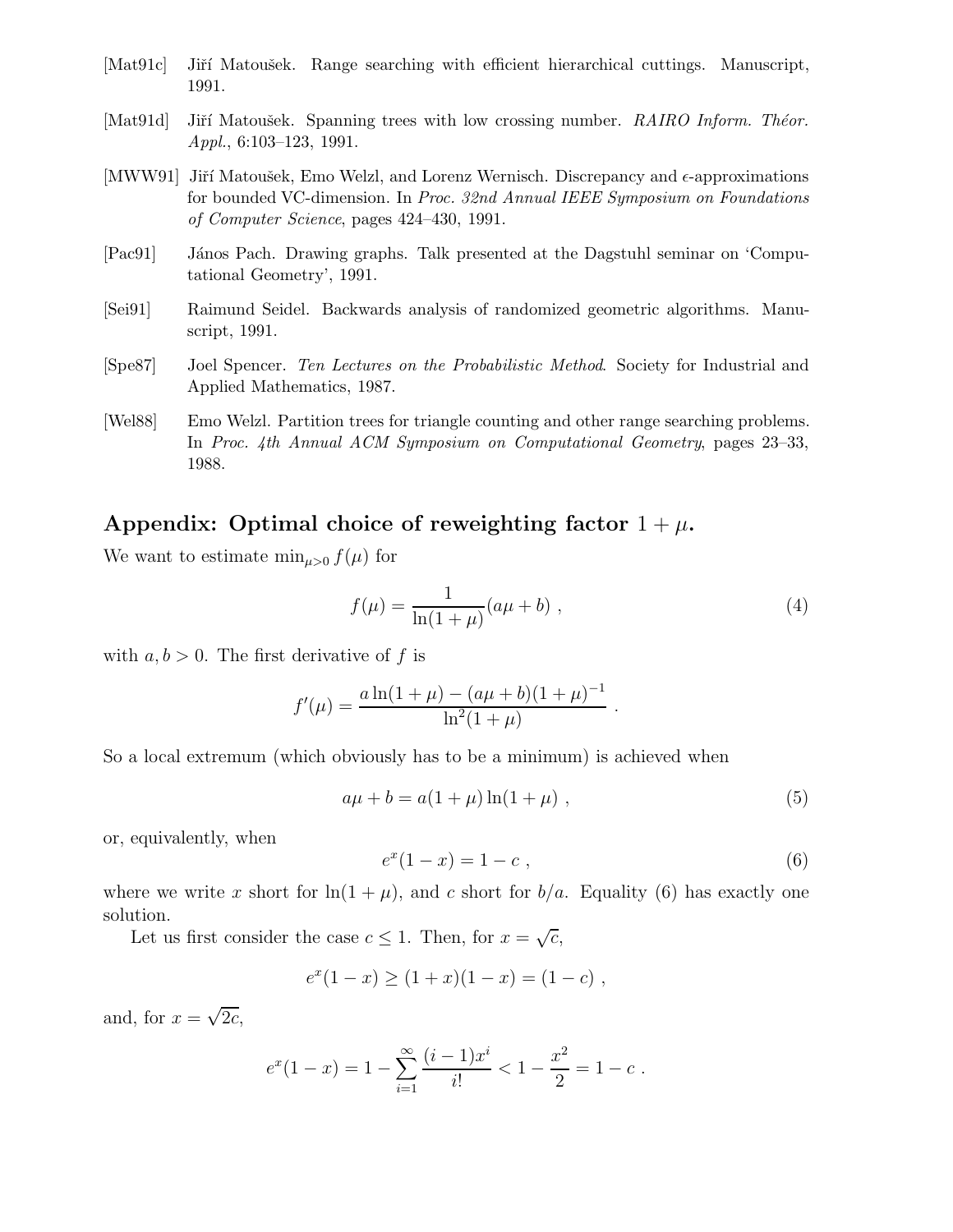[Mat91c] Jiří Matoušek. Range searching with efficient hierarchical cuttings. Manuscript, 1991.

[Mat91d] Jiří Matoušek. Spanning trees with low crossing number. *RAIRO Inform. Théor. Appl.*, 6:103–123, 1991.

[MWW91] Jiří Matoušek, Emo Welzl, and Lorenz Wernisch. Discrepancy and $\epsilon$-approximations for bounded VC-dimension. In *Proc. 32nd Annual IEEE Symposium on Foundations of Computer Science*, pages 424–430, 1991.

[Pac91] János Pach. Drawing graphs. Talk presented at the Dagstuhl seminar on 'Computational Geometry', 1991.

[Sei91] Raimund Seidel. Backwards analysis of randomized geometric algorithms. Manuscript, 1991.

[Spe87] Joel Spencer. *Ten Lectures on the Probabilistic Method*. Society for Industrial and Applied Mathematics, 1987.

[Wel88] Emo Welzl. Partition trees for triangle counting and other range searching problems. In *Proc. 4th Annual ACM Symposium on Computational Geometry*, pages 23–33, 1988.

## Appendix: Optimal choice of reweighting factor $1 + \mu$.

We want to estimate $\min_{\mu>0} f(\mu)$ for

$$f(\mu) = \frac{1}{\ln(1+\mu)}(a\mu + b) \ , \tag{4}$$

with $a, b > 0$. The first derivative of $f$ is

$$f'(\mu) = \frac{a\ln(1+\mu) - (a\mu + b)(1+\mu)^{-1}}{\ln^2(1+\mu)} \ .$$

So a local extremum (which obviously has to be a minimum) is achieved when

$$a\mu + b = a(1+\mu)\ln(1+\mu) \ , \tag{5}$$

or, equivalently, when

$$e^x(1-x) = 1 - c \ , \tag{6}$$

where we write $x$ short for $\ln(1+\mu)$, and $c$ short for $b/a$. Equality (6) has exactly one solution.

Let us first consider the case $c \leq 1$. Then, for $x = \sqrt{c}$,

$$e^x(1-x) \geq (1+x)(1-x) = (1-c) \ ,$$

and, for $x = \sqrt{2c}$,

$$e^x(1-x) = 1 - \sum_{i=1}^{\infty} \frac{(i-1)x^i}{i!} < 1 - \frac{x^2}{2} = 1 - c \ .$$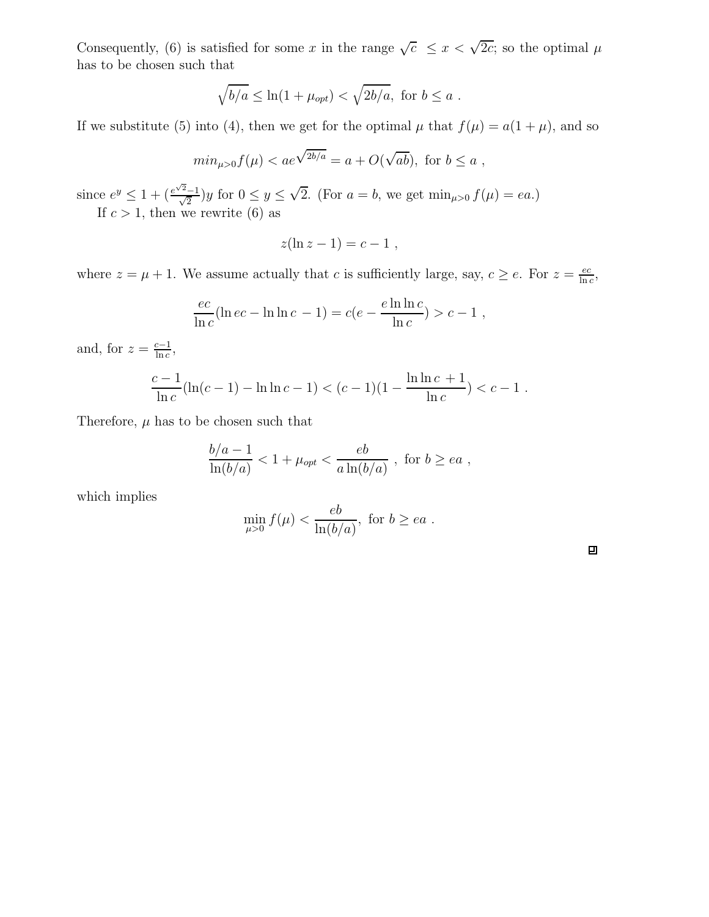Consequently, (6) is satisfied for some $x$ in the range $\sqrt{c} \le x < \sqrt{2c}$; so the optimal $\mu$ has to be chosen such that

$$\sqrt{b/a} \le \ln(1+\mu_{opt}) < \sqrt{2b/a}, \text{ for } b \le a \ .$$

If we substitute (5) into (4), then we get for the optimal $\mu$ that $f(\mu) = a(1+\mu)$, and so

$$min_{\mu>0} f(\mu) < ae^{\sqrt{2b/a}} = a + O(\sqrt{ab}), \text{ for } b \le a \ ,$$

since $e^y \le 1 + (\frac{e^{\sqrt{2}}-1}{\sqrt{2}})y$ for $0 \le y \le \sqrt{2}$. (For $a = b$, we get $\min_{\mu>0} f(\mu) = ea$.)

If $c > 1$, then we rewrite (6) as

$$z(\ln z - 1) = c - 1 \ ,$$

where $z = \mu + 1$. We assume actually that $c$ is sufficiently large, say, $c \ge e$. For $z = \frac{ec}{\ln c}$,

$$\frac{ec}{\ln c}(\ln ec - \ln\ln c - 1) = c(e - \frac{e \ln\ln c}{\ln c}) > c - 1 \ ,$$

and, for $z = \frac{c-1}{\ln c}$,

$$\frac{c-1}{\ln c}(\ln(c-1) - \ln\ln c - 1) < (c-1)(1 - \frac{\ln\ln c + 1}{\ln c}) < c - 1 \ .$$

Therefore, $\mu$ has to be chosen such that

$$\frac{b/a - 1}{\ln(b/a)} < 1 + \mu_{opt} < \frac{eb}{a\ln(b/a)} \ , \text{ for } b \ge ea \ ,$$

which implies

$$\min_{\mu>0} f(\mu) < \frac{eb}{\ln(b/a)}, \text{ for } b \ge ea \ .$$

∎